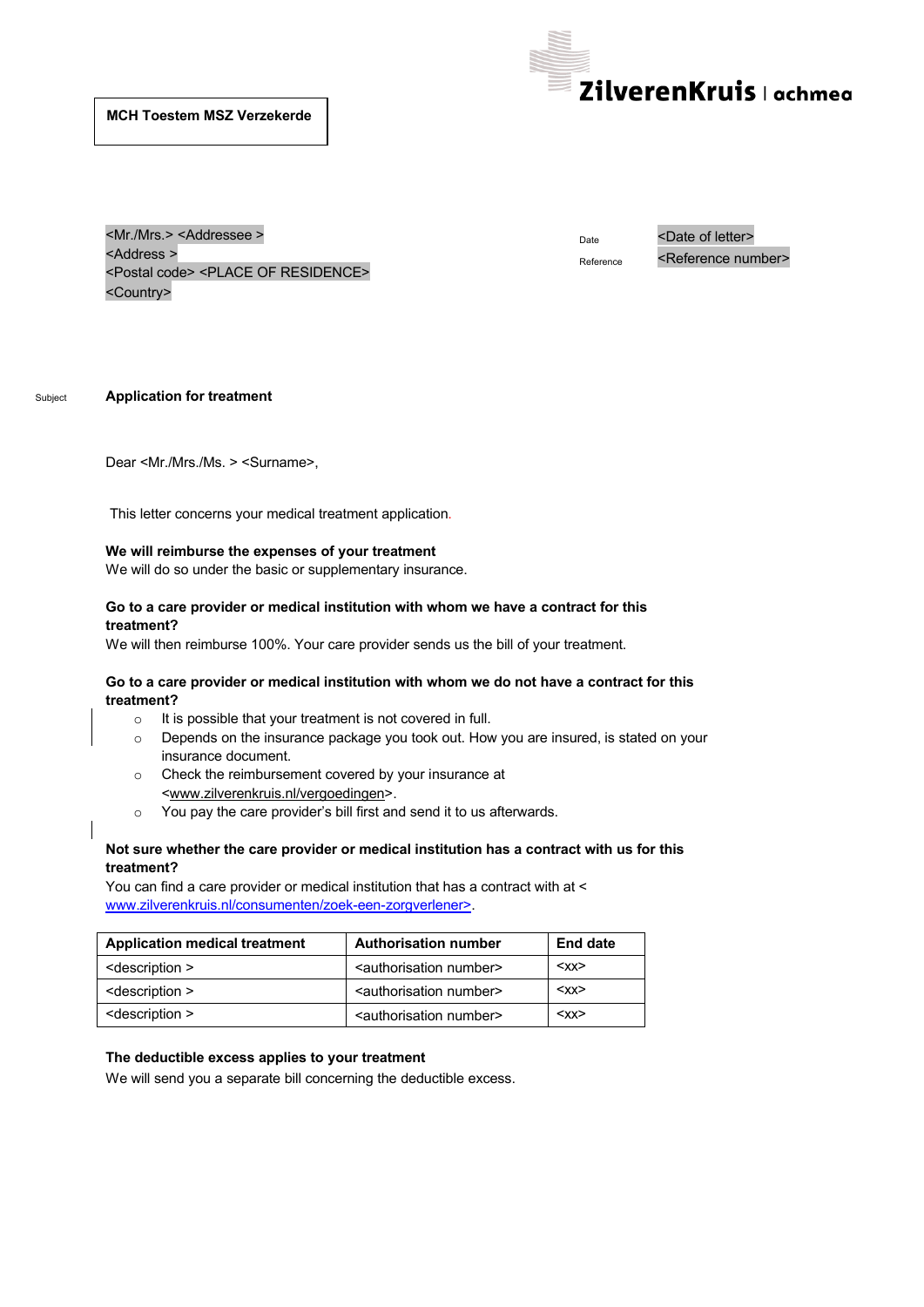ZilverenKruis | achmea

**MCH Toestem MSZ Verzekerde**

<Mr./Mrs.> <Addressee >
<Address >
<Postal code> <PLACE OF RESIDENCE>
<Country>

Date <Date of letter>
Reference <Reference number>

Subject **Application for treatment**

Dear <Mr./Mrs./Ms. > <Surname>,

This letter concerns your medical treatment application.

**We will reimburse the expenses of your treatment**
We will do so under the basic or supplementary insurance.

**Go to a care provider or medical institution with whom we have a contract for this treatment?**
We will then reimburse 100%. Your care provider sends us the bill of your treatment.

**Go to a care provider or medical institution with whom we do not have a contract for this treatment?**

- It is possible that your treatment is not covered in full.
- Depends on the insurance package you took out. How you are insured, is stated on your insurance document.
- Check the reimbursement covered by your insurance at <www.zilverenkruis.nl/vergoedingen>.
- You pay the care provider's bill first and send it to us afterwards.

**Not sure whether the care provider or medical institution has a contract with us for this treatment?**
You can find a care provider or medical institution that has a contract with at < www.zilverenkruis.nl/consumenten/zoek-een-zorgverlener>.

| Application medical treatment | Authorisation number | End date |
|---|---|---|
| <description > | <authorisation number> | <xx> |
| <description > | <authorisation number> | <xx> |
| <description > | <authorisation number> | <xx> |

**The deductible excess applies to your treatment**
We will send you a separate bill concerning the deductible excess.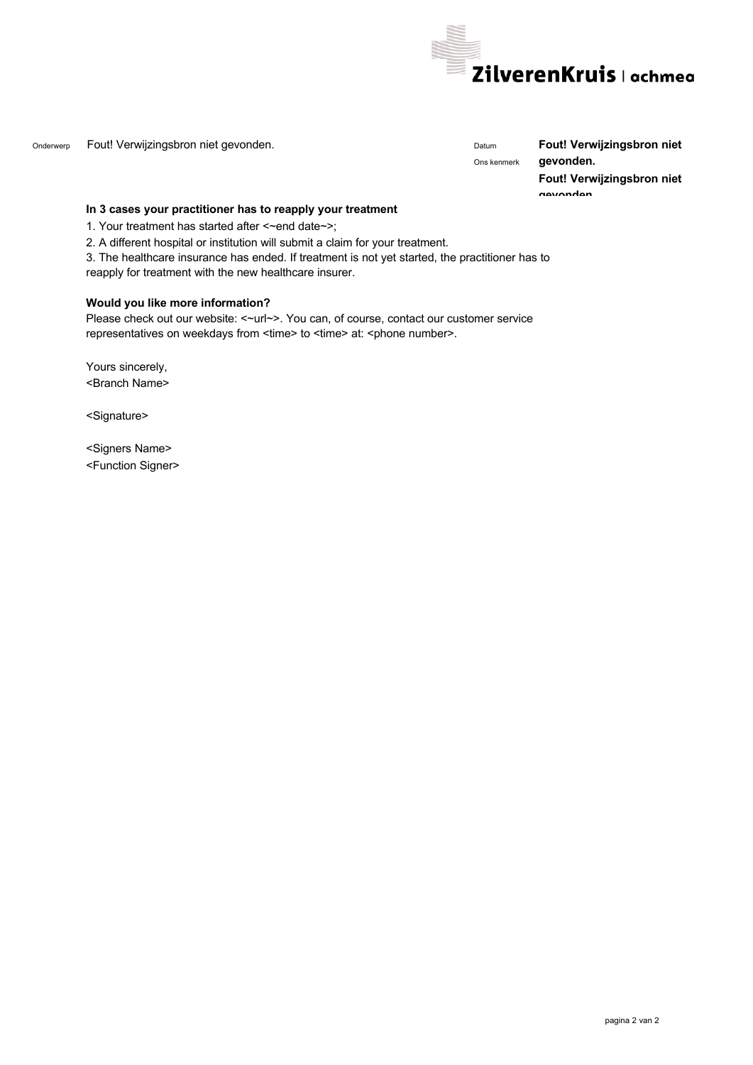Onderwerp Fout! Verwijzingsbron niet gevonden.

Datum **Fout! Verwijzingsbron niet gevonden.**

Ons kenmerk **Fout! Verwijzingsbron niet gevonden.**

**In 3 cases your practitioner has to reapply your treatment**

1. Your treatment has started after <~end date~>;
2. A different hospital or institution will submit a claim for your treatment.
3. The healthcare insurance has ended. If treatment is not yet started, the practitioner has to reapply for treatment with the new healthcare insurer.

**Would you like more information?**
Please check out our website: <~url~>. You can, of course, contact our customer service representatives on weekdays from <time> to <time> at: <phone number>.

Yours sincerely,
<Branch Name>

<Signature>

<Signers Name>
<Function Signer>